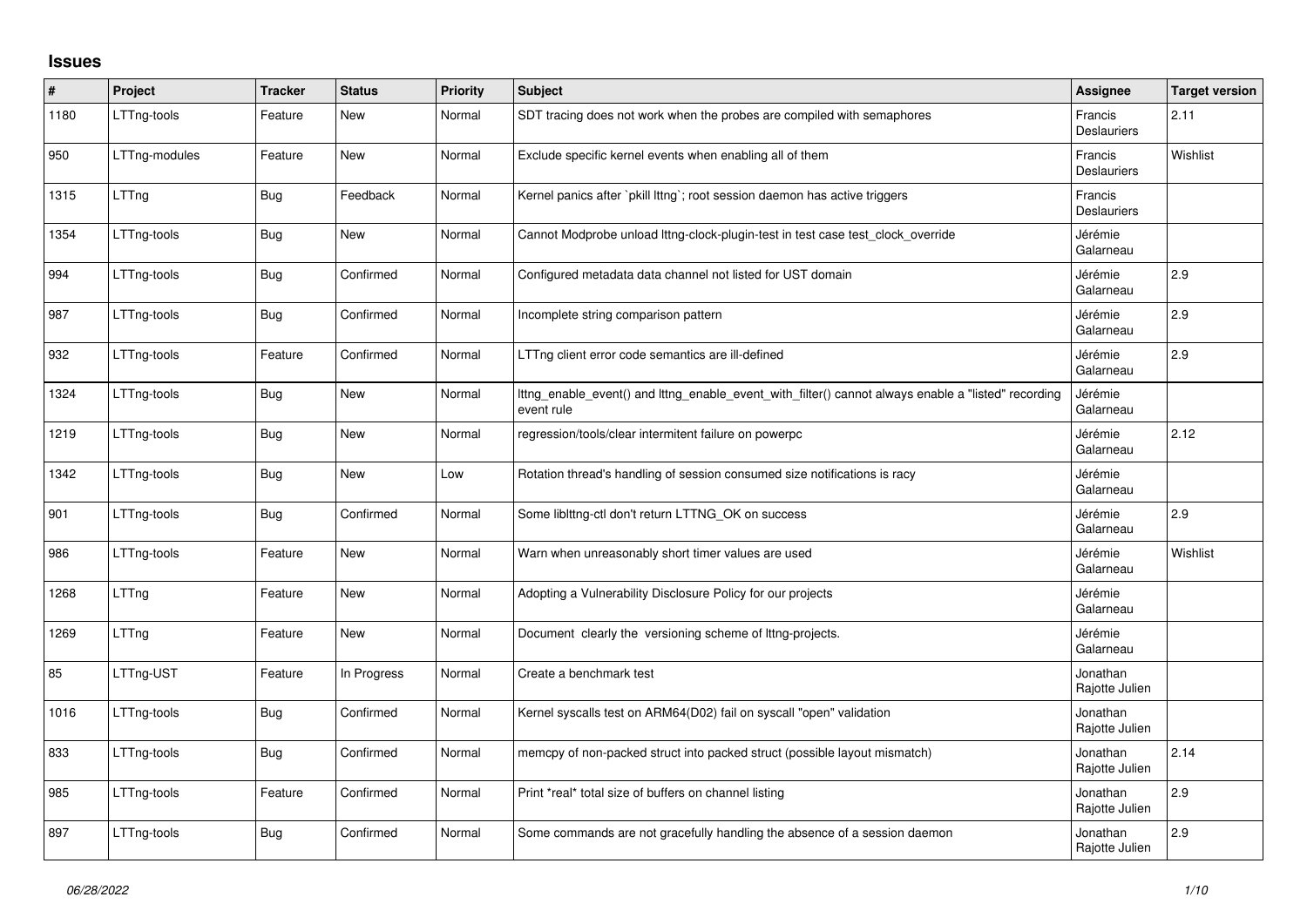## Issues

| # | Project | Tracker | Status | Priority | Subject | Assignee | Target version |
|---|---|---|---|---|---|---|---|
| 1180 | LTTng-tools | Feature | New | Normal | SDT tracing does not work when the probes are compiled with semaphores | Francis Deslauriers | 2.11 |
| 950 | LTTng-modules | Feature | New | Normal | Exclude specific kernel events when enabling all of them | Francis Deslauriers | Wishlist |
| 1315 | LTTng | Bug | Feedback | Normal | Kernel panics after `pkill lttng`; root session daemon has active triggers | Francis Deslauriers | |
| 1354 | LTTng-tools | Bug | New | Normal | Cannot Modprobe unload lttng-clock-plugin-test in test case test_clock_override | Jérémie Galarneau | |
| 994 | LTTng-tools | Bug | Confirmed | Normal | Configured metadata data channel not listed for UST domain | Jérémie Galarneau | 2.9 |
| 987 | LTTng-tools | Bug | Confirmed | Normal | Incomplete string comparison pattern | Jérémie Galarneau | 2.9 |
| 932 | LTTng-tools | Feature | Confirmed | Normal | LTTng client error code semantics are ill-defined | Jérémie Galarneau | 2.9 |
| 1324 | LTTng-tools | Bug | New | Normal | lttng_enable_event() and lttng_enable_event_with_filter() cannot always enable a "listed" recording event rule | Jérémie Galarneau | |
| 1219 | LTTng-tools | Bug | New | Normal | regression/tools/clear intermitent failure on powerpc | Jérémie Galarneau | 2.12 |
| 1342 | LTTng-tools | Bug | New | Low | Rotation thread's handling of session consumed size notifications is racy | Jérémie Galarneau | |
| 901 | LTTng-tools | Bug | Confirmed | Normal | Some liblttng-ctl don't return LTTNG_OK on success | Jérémie Galarneau | 2.9 |
| 986 | LTTng-tools | Feature | New | Normal | Warn when unreasonably short timer values are used | Jérémie Galarneau | Wishlist |
| 1268 | LTTng | Feature | New | Normal | Adopting a Vulnerability Disclosure Policy for our projects | Jérémie Galarneau | |
| 1269 | LTTng | Feature | New | Normal | Document clearly the versioning scheme of lttng-projects. | Jérémie Galarneau | |
| 85 | LTTng-UST | Feature | In Progress | Normal | Create a benchmark test | Jonathan Rajotte Julien | |
| 1016 | LTTng-tools | Bug | Confirmed | Normal | Kernel syscalls test on ARM64(D02) fail on syscall "open" validation | Jonathan Rajotte Julien | |
| 833 | LTTng-tools | Bug | Confirmed | Normal | memcpy of non-packed struct into packed struct (possible layout mismatch) | Jonathan Rajotte Julien | 2.14 |
| 985 | LTTng-tools | Feature | Confirmed | Normal | Print *real* total size of buffers on channel listing | Jonathan Rajotte Julien | 2.9 |
| 897 | LTTng-tools | Bug | Confirmed | Normal | Some commands are not gracefully handling the absence of a session daemon | Jonathan Rajotte Julien | 2.9 |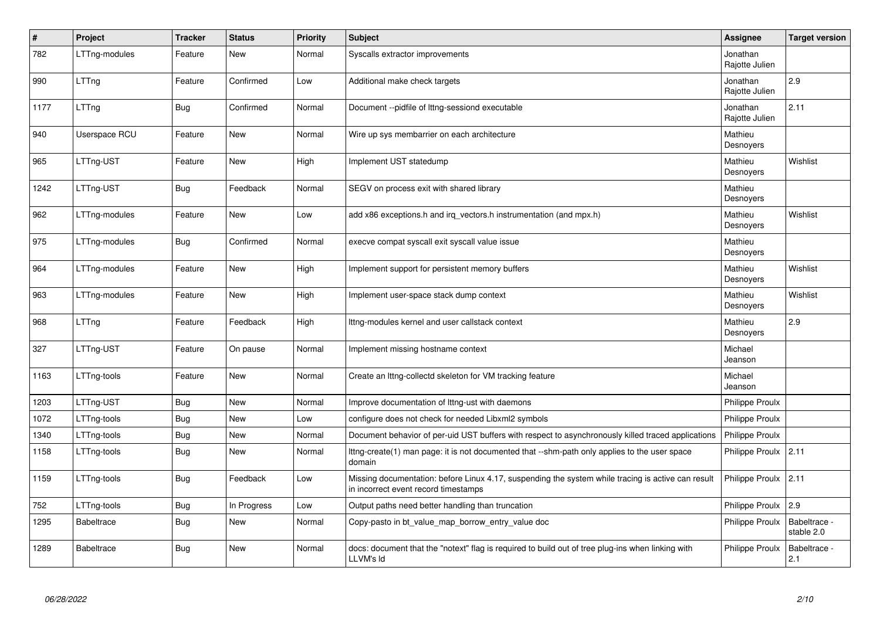| # | Project | Tracker | Status | Priority | Subject | Assignee | Target version |
|---|---|---|---|---|---|---|---|
| 782 | LTTng-modules | Feature | New | Normal | Syscalls extractor improvements | Jonathan Rajotte Julien | |
| 990 | LTTng | Feature | Confirmed | Low | Additional make check targets | Jonathan Rajotte Julien | 2.9 |
| 1177 | LTTng | Bug | Confirmed | Normal | Document --pidfile of lttng-sessiond executable | Jonathan Rajotte Julien | 2.11 |
| 940 | Userspace RCU | Feature | New | Normal | Wire up sys membarrier on each architecture | Mathieu Desnoyers | |
| 965 | LTTng-UST | Feature | New | High | Implement UST statedump | Mathieu Desnoyers | Wishlist |
| 1242 | LTTng-UST | Bug | Feedback | Normal | SEGV on process exit with shared library | Mathieu Desnoyers | |
| 962 | LTTng-modules | Feature | New | Low | add x86 exceptions.h and irq_vectors.h instrumentation (and mpx.h) | Mathieu Desnoyers | Wishlist |
| 975 | LTTng-modules | Bug | Confirmed | Normal | execve compat syscall exit syscall value issue | Mathieu Desnoyers | |
| 964 | LTTng-modules | Feature | New | High | Implement support for persistent memory buffers | Mathieu Desnoyers | Wishlist |
| 963 | LTTng-modules | Feature | New | High | Implement user-space stack dump context | Mathieu Desnoyers | Wishlist |
| 968 | LTTng | Feature | Feedback | High | lttng-modules kernel and user callstack context | Mathieu Desnoyers | 2.9 |
| 327 | LTTng-UST | Feature | On pause | Normal | Implement missing hostname context | Michael Jeanson | |
| 1163 | LTTng-tools | Feature | New | Normal | Create an lttng-collectd skeleton for VM tracking feature | Michael Jeanson | |
| 1203 | LTTng-UST | Bug | New | Normal | Improve documentation of lttng-ust with daemons | Philippe Proulx | |
| 1072 | LTTng-tools | Bug | New | Low | configure does not check for needed Libxml2 symbols | Philippe Proulx | |
| 1340 | LTTng-tools | Bug | New | Normal | Document behavior of per-uid UST buffers with respect to asynchronously killed traced applications | Philippe Proulx | |
| 1158 | LTTng-tools | Bug | New | Normal | lttng-create(1) man page: it is not documented that --shm-path only applies to the user space domain | Philippe Proulx | 2.11 |
| 1159 | LTTng-tools | Bug | Feedback | Low | Missing documentation: before Linux 4.17, suspending the system while tracing is active can result in incorrect event record timestamps | Philippe Proulx | 2.11 |
| 752 | LTTng-tools | Bug | In Progress | Low | Output paths need better handling than truncation | Philippe Proulx | 2.9 |
| 1295 | Babeltrace | Bug | New | Normal | Copy-pasto in bt_value_map_borrow_entry_value doc | Philippe Proulx | Babeltrace - stable 2.0 |
| 1289 | Babeltrace | Bug | New | Normal | docs: document that the "notext" flag is required to build out of tree plug-ins when linking with LLVM's ld | Philippe Proulx | Babeltrace - 2.1 |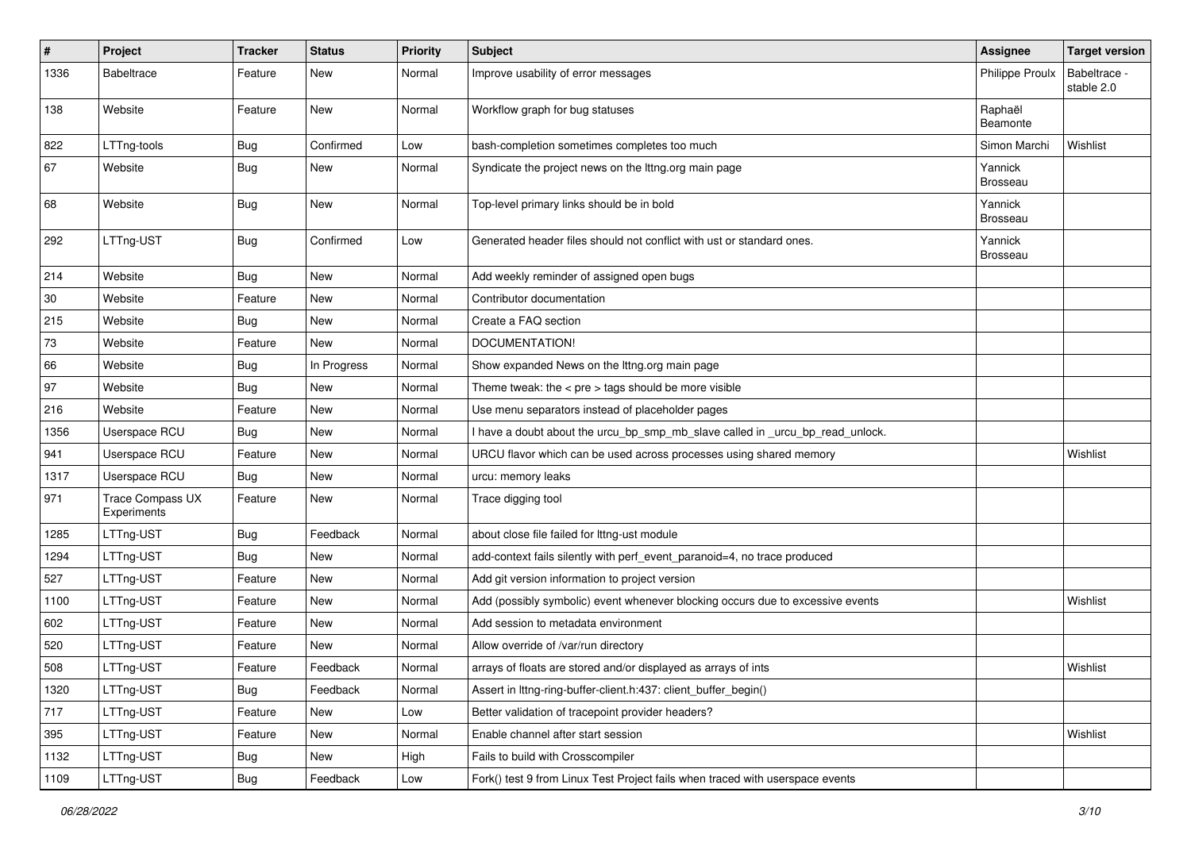| # | Project | Tracker | Status | Priority | Subject | Assignee | Target version |
|---|---|---|---|---|---|---|---|
| 1336 | Babeltrace | Feature | New | Normal | Improve usability of error messages | Philippe Proulx | Babeltrace - stable 2.0 |
| 138 | Website | Feature | New | Normal | Workflow graph for bug statuses | Raphaël Beamonte | |
| 822 | LTTng-tools | Bug | Confirmed | Low | bash-completion sometimes completes too much | Simon Marchi | Wishlist |
| 67 | Website | Bug | New | Normal | Syndicate the project news on the lttng.org main page | Yannick Brosseau | |
| 68 | Website | Bug | New | Normal | Top-level primary links should be in bold | Yannick Brosseau | |
| 292 | LTTng-UST | Bug | Confirmed | Low | Generated header files should not conflict with ust or standard ones. | Yannick Brosseau | |
| 214 | Website | Bug | New | Normal | Add weekly reminder of assigned open bugs | | |
| 30 | Website | Feature | New | Normal | Contributor documentation | | |
| 215 | Website | Bug | New | Normal | Create a FAQ section | | |
| 73 | Website | Feature | New | Normal | DOCUMENTATION! | | |
| 66 | Website | Bug | In Progress | Normal | Show expanded News on the lttng.org main page | | |
| 97 | Website | Bug | New | Normal | Theme tweak: the < pre > tags should be more visible | | |
| 216 | Website | Feature | New | Normal | Use menu separators instead of placeholder pages | | |
| 1356 | Userspace RCU | Bug | New | Normal | I have a doubt about the urcu_bp_smp_mb_slave called in _urcu_bp_read_unlock. | | |
| 941 | Userspace RCU | Feature | New | Normal | URCU flavor which can be used across processes using shared memory | | Wishlist |
| 1317 | Userspace RCU | Bug | New | Normal | urcu: memory leaks | | |
| 971 | Trace Compass UX Experiments | Feature | New | Normal | Trace digging tool | | |
| 1285 | LTTng-UST | Bug | Feedback | Normal | about close file failed for lttng-ust module | | |
| 1294 | LTTng-UST | Bug | New | Normal | add-context fails silently with perf_event_paranoid=4, no trace produced | | |
| 527 | LTTng-UST | Feature | New | Normal | Add git version information to project version | | |
| 1100 | LTTng-UST | Feature | New | Normal | Add (possibly symbolic) event whenever blocking occurs due to excessive events | | Wishlist |
| 602 | LTTng-UST | Feature | New | Normal | Add session to metadata environment | | |
| 520 | LTTng-UST | Feature | New | Normal | Allow override of /var/run directory | | |
| 508 | LTTng-UST | Feature | Feedback | Normal | arrays of floats are stored and/or displayed as arrays of ints | | Wishlist |
| 1320 | LTTng-UST | Bug | Feedback | Normal | Assert in lttng-ring-buffer-client.h:437: client_buffer_begin() | | |
| 717 | LTTng-UST | Feature | New | Low | Better validation of tracepoint provider headers? | | |
| 395 | LTTng-UST | Feature | New | Normal | Enable channel after start session | | Wishlist |
| 1132 | LTTng-UST | Bug | New | High | Fails to build with Crosscompiler | | |
| 1109 | LTTng-UST | Bug | Feedback | Low | Fork() test 9 from Linux Test Project fails when traced with userspace events | | |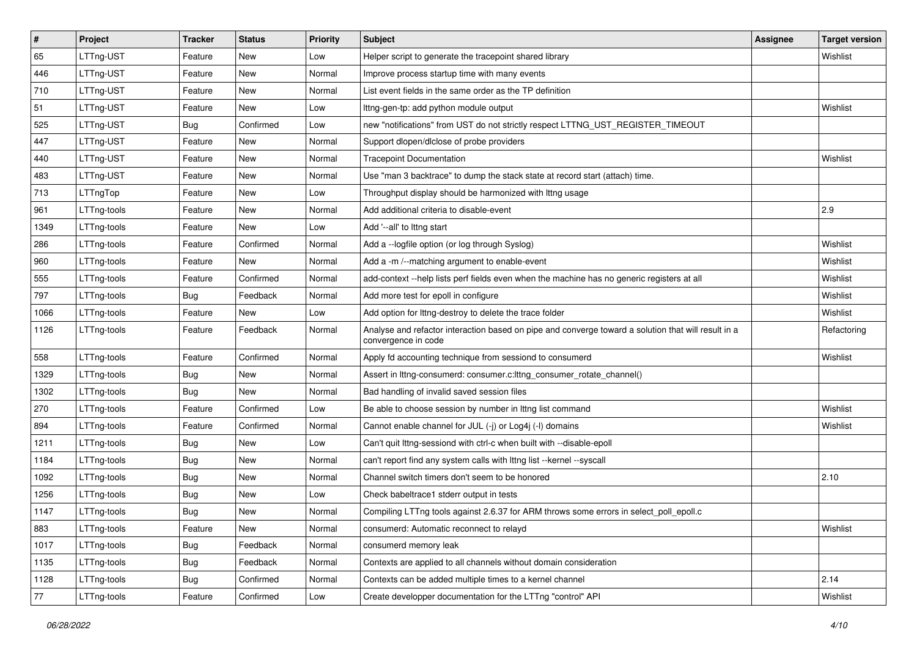| # | Project | Tracker | Status | Priority | Subject | Assignee | Target version |
|---|---|---|---|---|---|---|---|
| 65 | LTTng-UST | Feature | New | Low | Helper script to generate the tracepoint shared library | | Wishlist |
| 446 | LTTng-UST | Feature | New | Normal | Improve process startup time with many events | | |
| 710 | LTTng-UST | Feature | New | Normal | List event fields in the same order as the TP definition | | |
| 51 | LTTng-UST | Feature | New | Low | lttng-gen-tp: add python module output | | Wishlist |
| 525 | LTTng-UST | Bug | Confirmed | Low | new "notifications" from UST do not strictly respect LTTNG_UST_REGISTER_TIMEOUT | | |
| 447 | LTTng-UST | Feature | New | Normal | Support dlopen/dlclose of probe providers | | |
| 440 | LTTng-UST | Feature | New | Normal | Tracepoint Documentation | | Wishlist |
| 483 | LTTng-UST | Feature | New | Normal | Use "man 3 backtrace" to dump the stack state at record start (attach) time. | | |
| 713 | LTTngTop | Feature | New | Low | Throughput display should be harmonized with lttng usage | | |
| 961 | LTTng-tools | Feature | New | Normal | Add additional criteria to disable-event | | 2.9 |
| 1349 | LTTng-tools | Feature | New | Low | Add '--all' to lttng start | | |
| 286 | LTTng-tools | Feature | Confirmed | Normal | Add a --logfile option (or log through Syslog) | | Wishlist |
| 960 | LTTng-tools | Feature | New | Normal | Add a -m /--matching argument to enable-event | | Wishlist |
| 555 | LTTng-tools | Feature | Confirmed | Normal | add-context --help lists perf fields even when the machine has no generic registers at all | | Wishlist |
| 797 | LTTng-tools | Bug | Feedback | Normal | Add more test for epoll in configure | | Wishlist |
| 1066 | LTTng-tools | Feature | New | Low | Add option for lttng-destroy to delete the trace folder | | Wishlist |
| 1126 | LTTng-tools | Feature | Feedback | Normal | Analyse and refactor interaction based on pipe and converge toward a solution that will result in a convergence in code | | Refactoring |
| 558 | LTTng-tools | Feature | Confirmed | Normal | Apply fd accounting technique from sessiond to consumerd | | Wishlist |
| 1329 | LTTng-tools | Bug | New | Normal | Assert in lttng-consumerd: consumer.c:lttng_consumer_rotate_channel() | | |
| 1302 | LTTng-tools | Bug | New | Normal | Bad handling of invalid saved session files | | |
| 270 | LTTng-tools | Feature | Confirmed | Low | Be able to choose session by number in lttng list command | | Wishlist |
| 894 | LTTng-tools | Feature | Confirmed | Normal | Cannot enable channel for JUL (-j) or Log4j (-l) domains | | Wishlist |
| 1211 | LTTng-tools | Bug | New | Low | Can't quit lttng-sessiond with ctrl-c when built with --disable-epoll | | |
| 1184 | LTTng-tools | Bug | New | Normal | can't report find any system calls with lttng list --kernel --syscall | | |
| 1092 | LTTng-tools | Bug | New | Normal | Channel switch timers don't seem to be honored | | 2.10 |
| 1256 | LTTng-tools | Bug | New | Low | Check babeltrace1 stderr output in tests | | |
| 1147 | LTTng-tools | Bug | New | Normal | Compiling LTTng tools against 2.6.37 for ARM throws some errors in select_poll_epoll.c | | |
| 883 | LTTng-tools | Feature | New | Normal | consumerd: Automatic reconnect to relayd | | Wishlist |
| 1017 | LTTng-tools | Bug | Feedback | Normal | consumerd memory leak | | |
| 1135 | LTTng-tools | Bug | Feedback | Normal | Contexts are applied to all channels without domain consideration | | |
| 1128 | LTTng-tools | Bug | Confirmed | Normal | Contexts can be added multiple times to a kernel channel | | 2.14 |
| 77 | LTTng-tools | Feature | Confirmed | Low | Create developper documentation for the LTTng "control" API | | Wishlist |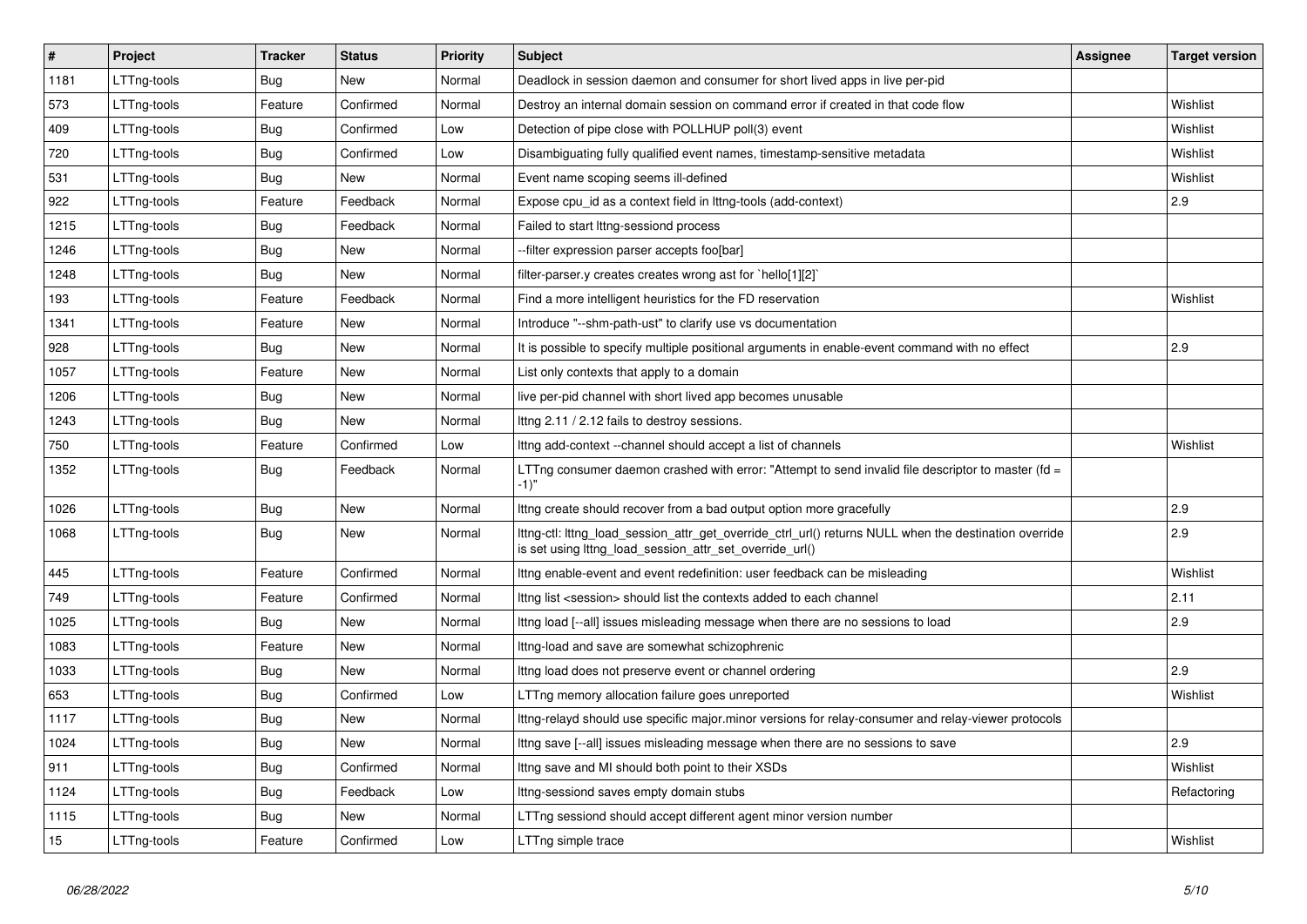| # | Project | Tracker | Status | Priority | Subject | Assignee | Target version |
|---|---|---|---|---|---|---|---|
| 1181 | LTTng-tools | Bug | New | Normal | Deadlock in session daemon and consumer for short lived apps in live per-pid | | |
| 573 | LTTng-tools | Feature | Confirmed | Normal | Destroy an internal domain session on command error if created in that code flow | | Wishlist |
| 409 | LTTng-tools | Bug | Confirmed | Low | Detection of pipe close with POLLHUP poll(3) event | | Wishlist |
| 720 | LTTng-tools | Bug | Confirmed | Low | Disambiguating fully qualified event names, timestamp-sensitive metadata | | Wishlist |
| 531 | LTTng-tools | Bug | New | Normal | Event name scoping seems ill-defined | | Wishlist |
| 922 | LTTng-tools | Feature | Feedback | Normal | Expose cpu_id as a context field in lttng-tools (add-context) | | 2.9 |
| 1215 | LTTng-tools | Bug | Feedback | Normal | Failed to start lttng-sessiond process | | |
| 1246 | LTTng-tools | Bug | New | Normal | --filter expression parser accepts foo[bar] | | |
| 1248 | LTTng-tools | Bug | New | Normal | filter-parser.y creates creates wrong ast for `hello[1][2]` | | |
| 193 | LTTng-tools | Feature | Feedback | Normal | Find a more intelligent heuristics for the FD reservation | | Wishlist |
| 1341 | LTTng-tools | Feature | New | Normal | Introduce "--shm-path-ust" to clarify use vs documentation | | |
| 928 | LTTng-tools | Bug | New | Normal | It is possible to specify multiple positional arguments in enable-event command with no effect | | 2.9 |
| 1057 | LTTng-tools | Feature | New | Normal | List only contexts that apply to a domain | | |
| 1206 | LTTng-tools | Bug | New | Normal | live per-pid channel with short lived app becomes unusable | | |
| 1243 | LTTng-tools | Bug | New | Normal | lttng 2.11 / 2.12 fails to destroy sessions. | | |
| 750 | LTTng-tools | Feature | Confirmed | Low | lttng add-context --channel should accept a list of channels | | Wishlist |
| 1352 | LTTng-tools | Bug | Feedback | Normal | LTTng consumer daemon crashed with error: "Attempt to send invalid file descriptor to master (fd = -1)" | | |
| 1026 | LTTng-tools | Bug | New | Normal | lttng create should recover from a bad output option more gracefully | | 2.9 |
| 1068 | LTTng-tools | Bug | New | Normal | lttng-ctl: lttng_load_session_attr_get_override_ctrl_url() returns NULL when the destination override is set using lttng_load_session_attr_set_override_url() | | 2.9 |
| 445 | LTTng-tools | Feature | Confirmed | Normal | lttng enable-event and event redefinition: user feedback can be misleading | | Wishlist |
| 749 | LTTng-tools | Feature | Confirmed | Normal | lttng list <session> should list the contexts added to each channel | | 2.11 |
| 1025 | LTTng-tools | Bug | New | Normal | lttng load [--all] issues misleading message when there are no sessions to load | | 2.9 |
| 1083 | LTTng-tools | Feature | New | Normal | lttng-load and save are somewhat schizophrenic | | |
| 1033 | LTTng-tools | Bug | New | Normal | lttng load does not preserve event or channel ordering | | 2.9 |
| 653 | LTTng-tools | Bug | Confirmed | Low | LTTng memory allocation failure goes unreported | | Wishlist |
| 1117 | LTTng-tools | Bug | New | Normal | lttng-relayd should use specific major.minor versions for relay-consumer and relay-viewer protocols | | |
| 1024 | LTTng-tools | Bug | New | Normal | lttng save [--all] issues misleading message when there are no sessions to save | | 2.9 |
| 911 | LTTng-tools | Bug | Confirmed | Normal | lttng save and MI should both point to their XSDs | | Wishlist |
| 1124 | LTTng-tools | Bug | Feedback | Low | lttng-sessiond saves empty domain stubs | | Refactoring |
| 1115 | LTTng-tools | Bug | New | Normal | LTTng sessiond should accept different agent minor version number | | |
| 15 | LTTng-tools | Feature | Confirmed | Low | LTTng simple trace | | Wishlist |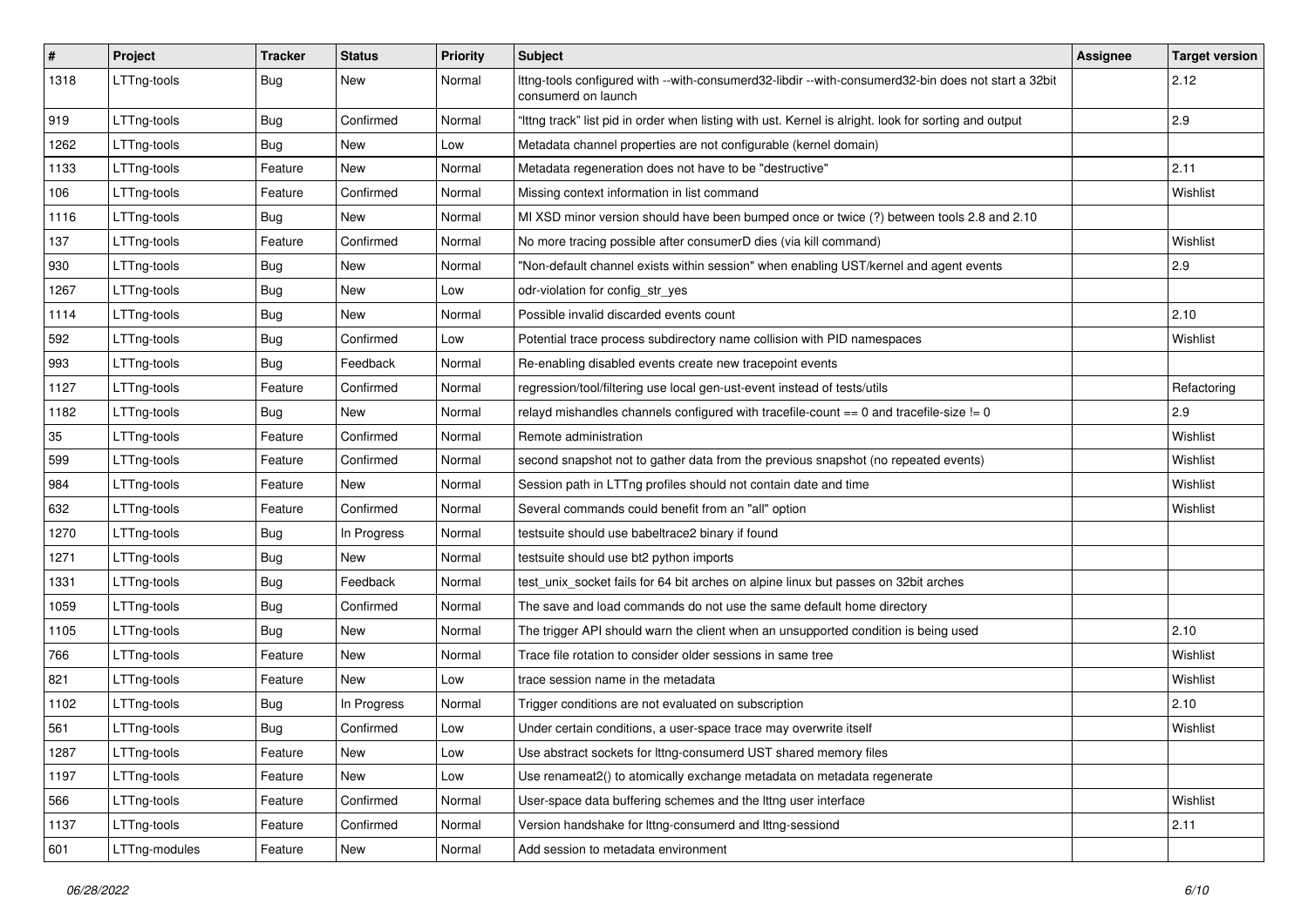| # | Project | Tracker | Status | Priority | Subject | Assignee | Target version |
|---|---|---|---|---|---|---|---|
| 1318 | LTTng-tools | Bug | New | Normal | lttng-tools configured with --with-consumerd32-libdir --with-consumerd32-bin does not start a 32bit consumerd on launch | | 2.12 |
| 919 | LTTng-tools | Bug | Confirmed | Normal | "lttng track" list pid in order when listing with ust. Kernel is alright. look for sorting and output | | 2.9 |
| 1262 | LTTng-tools | Bug | New | Low | Metadata channel properties are not configurable (kernel domain) | | |
| 1133 | LTTng-tools | Feature | New | Normal | Metadata regeneration does not have to be "destructive" | | 2.11 |
| 106 | LTTng-tools | Feature | Confirmed | Normal | Missing context information in list command | | Wishlist |
| 1116 | LTTng-tools | Bug | New | Normal | MI XSD minor version should have been bumped once or twice (?) between tools 2.8 and 2.10 | | |
| 137 | LTTng-tools | Feature | Confirmed | Normal | No more tracing possible after consumerD dies (via kill command) | | Wishlist |
| 930 | LTTng-tools | Bug | New | Normal | "Non-default channel exists within session" when enabling UST/kernel and agent events | | 2.9 |
| 1267 | LTTng-tools | Bug | New | Low | odr-violation for config_str_yes | | |
| 1114 | LTTng-tools | Bug | New | Normal | Possible invalid discarded events count | | 2.10 |
| 592 | LTTng-tools | Bug | Confirmed | Low | Potential trace process subdirectory name collision with PID namespaces | | Wishlist |
| 993 | LTTng-tools | Bug | Feedback | Normal | Re-enabling disabled events create new tracepoint events | | |
| 1127 | LTTng-tools | Feature | Confirmed | Normal | regression/tool/filtering use local gen-ust-event instead of tests/utils | | Refactoring |
| 1182 | LTTng-tools | Bug | New | Normal | relayd mishandles channels configured with tracefile-count == 0 and tracefile-size != 0 | | 2.9 |
| 35 | LTTng-tools | Feature | Confirmed | Normal | Remote administration | | Wishlist |
| 599 | LTTng-tools | Feature | Confirmed | Normal | second snapshot not to gather data from the previous snapshot (no repeated events) | | Wishlist |
| 984 | LTTng-tools | Feature | New | Normal | Session path in LTTng profiles should not contain date and time | | Wishlist |
| 632 | LTTng-tools | Feature | Confirmed | Normal | Several commands could benefit from an "all" option | | Wishlist |
| 1270 | LTTng-tools | Bug | In Progress | Normal | testsuite should use babeltrace2 binary if found | | |
| 1271 | LTTng-tools | Bug | New | Normal | testsuite should use bt2 python imports | | |
| 1331 | LTTng-tools | Bug | Feedback | Normal | test_unix_socket fails for 64 bit arches on alpine linux but passes on 32bit arches | | |
| 1059 | LTTng-tools | Bug | Confirmed | Normal | The save and load commands do not use the same default home directory | | |
| 1105 | LTTng-tools | Bug | New | Normal | The trigger API should warn the client when an unsupported condition is being used | | 2.10 |
| 766 | LTTng-tools | Feature | New | Normal | Trace file rotation to consider older sessions in same tree | | Wishlist |
| 821 | LTTng-tools | Feature | New | Low | trace session name in the metadata | | Wishlist |
| 1102 | LTTng-tools | Bug | In Progress | Normal | Trigger conditions are not evaluated on subscription | | 2.10 |
| 561 | LTTng-tools | Bug | Confirmed | Low | Under certain conditions, a user-space trace may overwrite itself | | Wishlist |
| 1287 | LTTng-tools | Feature | New | Low | Use abstract sockets for lttng-consumerd UST shared memory files | | |
| 1197 | LTTng-tools | Feature | New | Low | Use renameat2() to atomically exchange metadata on metadata regenerate | | |
| 566 | LTTng-tools | Feature | Confirmed | Normal | User-space data buffering schemes and the lttng user interface | | Wishlist |
| 1137 | LTTng-tools | Feature | Confirmed | Normal | Version handshake for lttng-consumerd and lttng-sessiond | | 2.11 |
| 601 | LTTng-modules | Feature | New | Normal | Add session to metadata environment | | |

*06/28/2022*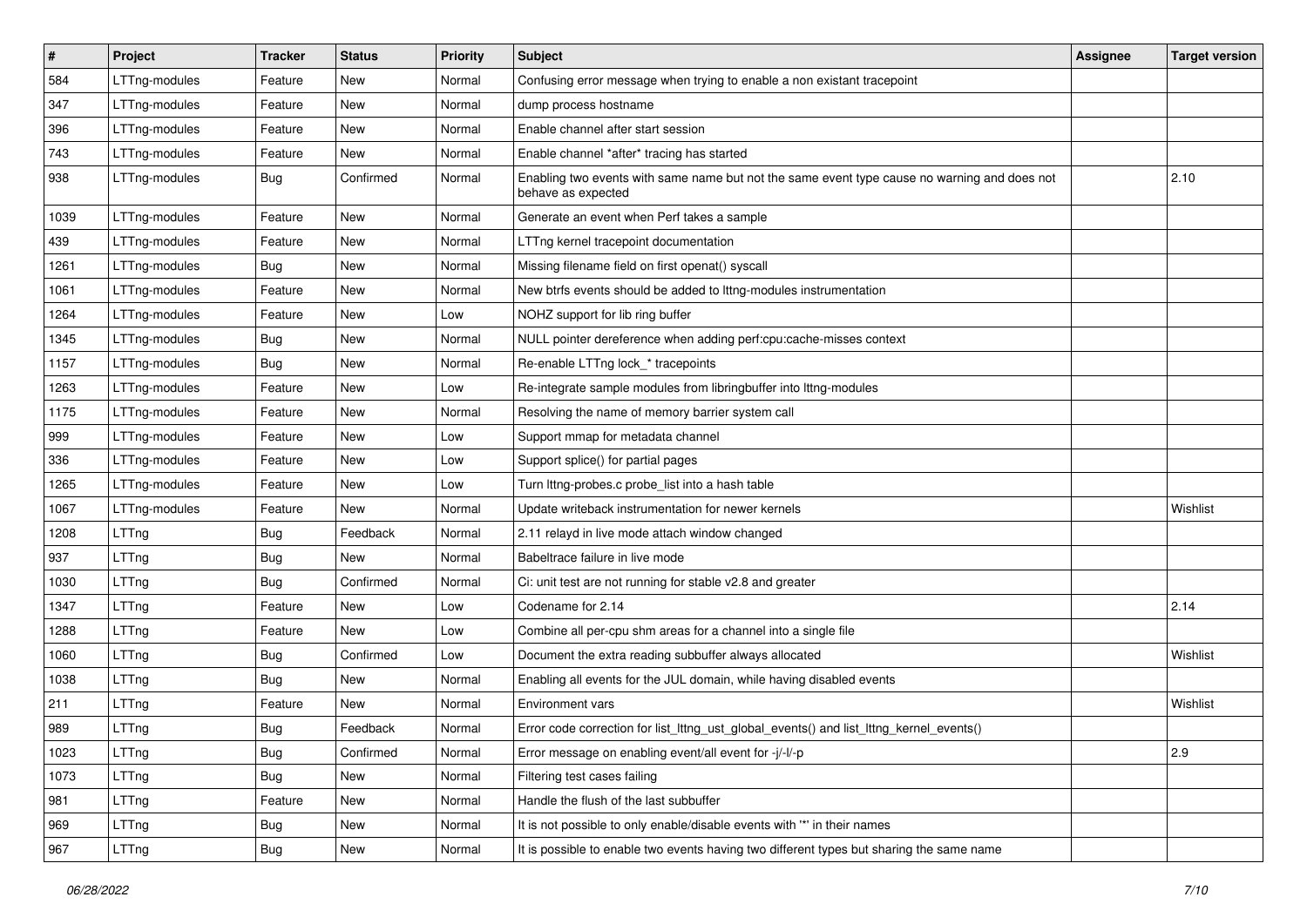| # | Project | Tracker | Status | Priority | Subject | Assignee | Target version |
|---|---|---|---|---|---|---|---|
| 584 | LTTng-modules | Feature | New | Normal | Confusing error message when trying to enable a non existant tracepoint | | |
| 347 | LTTng-modules | Feature | New | Normal | dump process hostname | | |
| 396 | LTTng-modules | Feature | New | Normal | Enable channel after start session | | |
| 743 | LTTng-modules | Feature | New | Normal | Enable channel *after* tracing has started | | |
| 938 | LTTng-modules | Bug | Confirmed | Normal | Enabling two events with same name but not the same event type cause no warning and does not behave as expected | | 2.10 |
| 1039 | LTTng-modules | Feature | New | Normal | Generate an event when Perf takes a sample | | |
| 439 | LTTng-modules | Feature | New | Normal | LTTng kernel tracepoint documentation | | |
| 1261 | LTTng-modules | Bug | New | Normal | Missing filename field on first openat() syscall | | |
| 1061 | LTTng-modules | Feature | New | Normal | New btrfs events should be added to lttng-modules instrumentation | | |
| 1264 | LTTng-modules | Feature | New | Low | NOHZ support for lib ring buffer | | |
| 1345 | LTTng-modules | Bug | New | Normal | NULL pointer dereference when adding perf:cpu:cache-misses context | | |
| 1157 | LTTng-modules | Bug | New | Normal | Re-enable LTTng lock_* tracepoints | | |
| 1263 | LTTng-modules | Feature | New | Low | Re-integrate sample modules from libringbuffer into lttng-modules | | |
| 1175 | LTTng-modules | Feature | New | Normal | Resolving the name of memory barrier system call | | |
| 999 | LTTng-modules | Feature | New | Low | Support mmap for metadata channel | | |
| 336 | LTTng-modules | Feature | New | Low | Support splice() for partial pages | | |
| 1265 | LTTng-modules | Feature | New | Low | Turn lttng-probes.c probe_list into a hash table | | |
| 1067 | LTTng-modules | Feature | New | Normal | Update writeback instrumentation for newer kernels | | Wishlist |
| 1208 | LTTng | Bug | Feedback | Normal | 2.11 relayd in live mode attach window changed | | |
| 937 | LTTng | Bug | New | Normal | Babeltrace failure in live mode | | |
| 1030 | LTTng | Bug | Confirmed | Normal | Ci: unit test are not running for stable v2.8 and greater | | |
| 1347 | LTTng | Feature | New | Low | Codename for 2.14 | | 2.14 |
| 1288 | LTTng | Feature | New | Low | Combine all per-cpu shm areas for a channel into a single file | | |
| 1060 | LTTng | Bug | Confirmed | Low | Document the extra reading subbuffer always allocated | | Wishlist |
| 1038 | LTTng | Bug | New | Normal | Enabling all events for the JUL domain, while having disabled events | | |
| 211 | LTTng | Feature | New | Normal | Environment vars | | Wishlist |
| 989 | LTTng | Bug | Feedback | Normal | Error code correction for list_lttng_ust_global_events() and list_lttng_kernel_events() | | |
| 1023 | LTTng | Bug | Confirmed | Normal | Error message on enabling event/all event for -j/-l/-p | | 2.9 |
| 1073 | LTTng | Bug | New | Normal | Filtering test cases failing | | |
| 981 | LTTng | Feature | New | Normal | Handle the flush of the last subbuffer | | |
| 969 | LTTng | Bug | New | Normal | It is not possible to only enable/disable events with '*' in their names | | |
| 967 | LTTng | Bug | New | Normal | It is possible to enable two events having two different types but sharing the same name | | |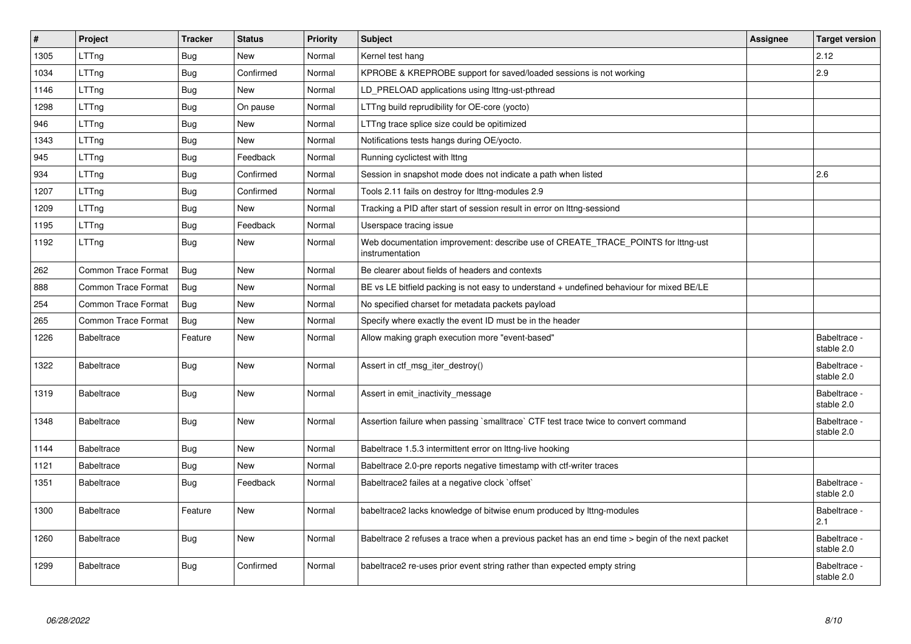| # | Project | Tracker | Status | Priority | Subject | Assignee | Target version |
|---|---|---|---|---|---|---|---|
| 1305 | LTTng | Bug | New | Normal | Kernel test hang | | 2.12 |
| 1034 | LTTng | Bug | Confirmed | Normal | KPROBE & KREPROBE support for saved/loaded sessions is not working | | 2.9 |
| 1146 | LTTng | Bug | New | Normal | LD_PRELOAD applications using lttng-ust-pthread | | |
| 1298 | LTTng | Bug | On pause | Normal | LTTng build reprudibility for OE-core (yocto) | | |
| 946 | LTTng | Bug | New | Normal | LTTng trace splice size could be opitimized | | |
| 1343 | LTTng | Bug | New | Normal | Notifications tests hangs during OE/yocto. | | |
| 945 | LTTng | Bug | Feedback | Normal | Running cyclictest with lttng | | |
| 934 | LTTng | Bug | Confirmed | Normal | Session in snapshot mode does not indicate a path when listed | | 2.6 |
| 1207 | LTTng | Bug | Confirmed | Normal | Tools 2.11 fails on destroy for lttng-modules 2.9 | | |
| 1209 | LTTng | Bug | New | Normal | Tracking a PID after start of session result in error on lttng-sessiond | | |
| 1195 | LTTng | Bug | Feedback | Normal | Userspace tracing issue | | |
| 1192 | LTTng | Bug | New | Normal | Web documentation improvement: describe use of CREATE_TRACE_POINTS for lttng-ust instrumentation | | |
| 262 | Common Trace Format | Bug | New | Normal | Be clearer about fields of headers and contexts | | |
| 888 | Common Trace Format | Bug | New | Normal | BE vs LE bitfield packing is not easy to understand + undefined behaviour for mixed BE/LE | | |
| 254 | Common Trace Format | Bug | New | Normal | No specified charset for metadata packets payload | | |
| 265 | Common Trace Format | Bug | New | Normal | Specify where exactly the event ID must be in the header | | |
| 1226 | Babeltrace | Feature | New | Normal | Allow making graph execution more "event-based" | | Babeltrace - stable 2.0 |
| 1322 | Babeltrace | Bug | New | Normal | Assert in ctf_msg_iter_destroy() | | Babeltrace - stable 2.0 |
| 1319 | Babeltrace | Bug | New | Normal | Assert in emit_inactivity_message | | Babeltrace - stable 2.0 |
| 1348 | Babeltrace | Bug | New | Normal | Assertion failure when passing `smalltrace` CTF test trace twice to convert command | | Babeltrace - stable 2.0 |
| 1144 | Babeltrace | Bug | New | Normal | Babeltrace 1.5.3 intermittent error on lttng-live hooking | | |
| 1121 | Babeltrace | Bug | New | Normal | Babeltrace 2.0-pre reports negative timestamp with ctf-writer traces | | |
| 1351 | Babeltrace | Bug | Feedback | Normal | Babeltrace2 failes at a negative clock `offset` | | Babeltrace - stable 2.0 |
| 1300 | Babeltrace | Feature | New | Normal | babeltrace2 lacks knowledge of bitwise enum produced by lttng-modules | | Babeltrace - 2.1 |
| 1260 | Babeltrace | Bug | New | Normal | Babeltrace 2 refuses a trace when a previous packet has an end time > begin of the next packet | | Babeltrace - stable 2.0 |
| 1299 | Babeltrace | Bug | Confirmed | Normal | babeltrace2 re-uses prior event string rather than expected empty string | | Babeltrace - stable 2.0 |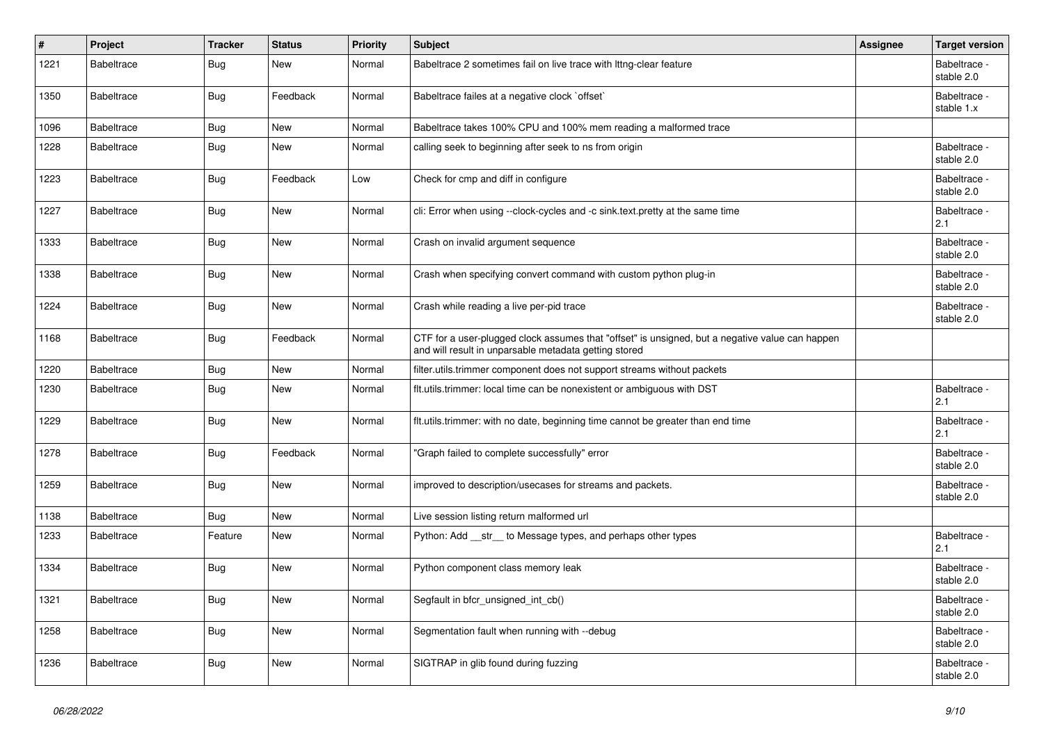| # | Project | Tracker | Status | Priority | Subject | Assignee | Target version |
|---|---|---|---|---|---|---|---|
| 1221 | Babeltrace | Bug | New | Normal | Babeltrace 2 sometimes fail on live trace with lttng-clear feature | | Babeltrace - stable 2.0 |
| 1350 | Babeltrace | Bug | Feedback | Normal | Babeltrace failes at a negative clock `offset` | | Babeltrace - stable 1.x |
| 1096 | Babeltrace | Bug | New | Normal | Babeltrace takes 100% CPU and 100% mem reading a malformed trace | | |
| 1228 | Babeltrace | Bug | New | Normal | calling seek to beginning after seek to ns from origin | | Babeltrace - stable 2.0 |
| 1223 | Babeltrace | Bug | Feedback | Low | Check for cmp and diff in configure | | Babeltrace - stable 2.0 |
| 1227 | Babeltrace | Bug | New | Normal | cli: Error when using --clock-cycles and -c sink.text.pretty at the same time | | Babeltrace - 2.1 |
| 1333 | Babeltrace | Bug | New | Normal | Crash on invalid argument sequence | | Babeltrace - stable 2.0 |
| 1338 | Babeltrace | Bug | New | Normal | Crash when specifying convert command with custom python plug-in | | Babeltrace - stable 2.0 |
| 1224 | Babeltrace | Bug | New | Normal | Crash while reading a live per-pid trace | | Babeltrace - stable 2.0 |
| 1168 | Babeltrace | Bug | Feedback | Normal | CTF for a user-plugged clock assumes that "offset" is unsigned, but a negative value can happen and will result in unparsable metadata getting stored | | |
| 1220 | Babeltrace | Bug | New | Normal | filter.utils.trimmer component does not support streams without packets | | |
| 1230 | Babeltrace | Bug | New | Normal | flt.utils.trimmer: local time can be nonexistent or ambiguous with DST | | Babeltrace - 2.1 |
| 1229 | Babeltrace | Bug | New | Normal | flt.utils.trimmer: with no date, beginning time cannot be greater than end time | | Babeltrace - 2.1 |
| 1278 | Babeltrace | Bug | Feedback | Normal | "Graph failed to complete successfully" error | | Babeltrace - stable 2.0 |
| 1259 | Babeltrace | Bug | New | Normal | improved to description/usecases for streams and packets. | | Babeltrace - stable 2.0 |
| 1138 | Babeltrace | Bug | New | Normal | Live session listing return malformed url | | |
| 1233 | Babeltrace | Feature | New | Normal | Python: Add __str__ to Message types, and perhaps other types | | Babeltrace - 2.1 |
| 1334 | Babeltrace | Bug | New | Normal | Python component class memory leak | | Babeltrace - stable 2.0 |
| 1321 | Babeltrace | Bug | New | Normal | Segfault in bfcr_unsigned_int_cb() | | Babeltrace - stable 2.0 |
| 1258 | Babeltrace | Bug | New | Normal | Segmentation fault when running with --debug | | Babeltrace - stable 2.0 |
| 1236 | Babeltrace | Bug | New | Normal | SIGTRAP in glib found during fuzzing | | Babeltrace - stable 2.0 |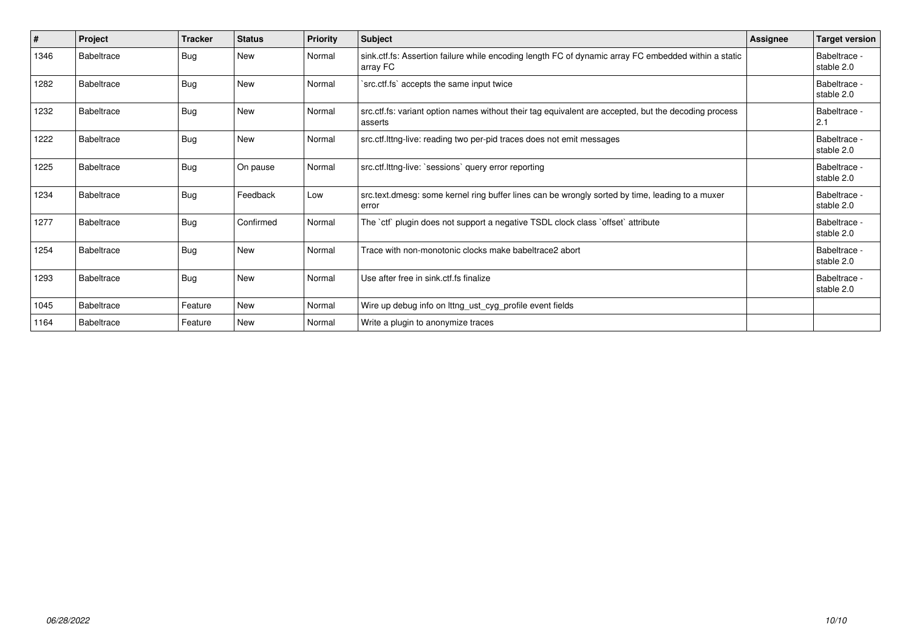| # | Project | Tracker | Status | Priority | Subject | Assignee | Target version |
|---|---|---|---|---|---|---|---|
| 1346 | Babeltrace | Bug | New | Normal | sink.ctf.fs: Assertion failure while encoding length FC of dynamic array FC embedded within a static array FC | | Babeltrace - stable 2.0 |
| 1282 | Babeltrace | Bug | New | Normal | `src.ctf.fs` accepts the same input twice | | Babeltrace - stable 2.0 |
| 1232 | Babeltrace | Bug | New | Normal | src.ctf.fs: variant option names without their tag equivalent are accepted, but the decoding process asserts | | Babeltrace - 2.1 |
| 1222 | Babeltrace | Bug | New | Normal | src.ctf.lttng-live: reading two per-pid traces does not emit messages | | Babeltrace - stable 2.0 |
| 1225 | Babeltrace | Bug | On pause | Normal | src.ctf.lttng-live: `sessions` query error reporting | | Babeltrace - stable 2.0 |
| 1234 | Babeltrace | Bug | Feedback | Low | src.text.dmesg: some kernel ring buffer lines can be wrongly sorted by time, leading to a muxer error | | Babeltrace - stable 2.0 |
| 1277 | Babeltrace | Bug | Confirmed | Normal | The `ctf` plugin does not support a negative TSDL clock class `offset` attribute | | Babeltrace - stable 2.0 |
| 1254 | Babeltrace | Bug | New | Normal | Trace with non-monotonic clocks make babeltrace2 abort | | Babeltrace - stable 2.0 |
| 1293 | Babeltrace | Bug | New | Normal | Use after free in sink.ctf.fs finalize | | Babeltrace - stable 2.0 |
| 1045 | Babeltrace | Feature | New | Normal | Wire up debug info on lttng_ust_cyg_profile event fields | | |
| 1164 | Babeltrace | Feature | New | Normal | Write a plugin to anonymize traces | | |